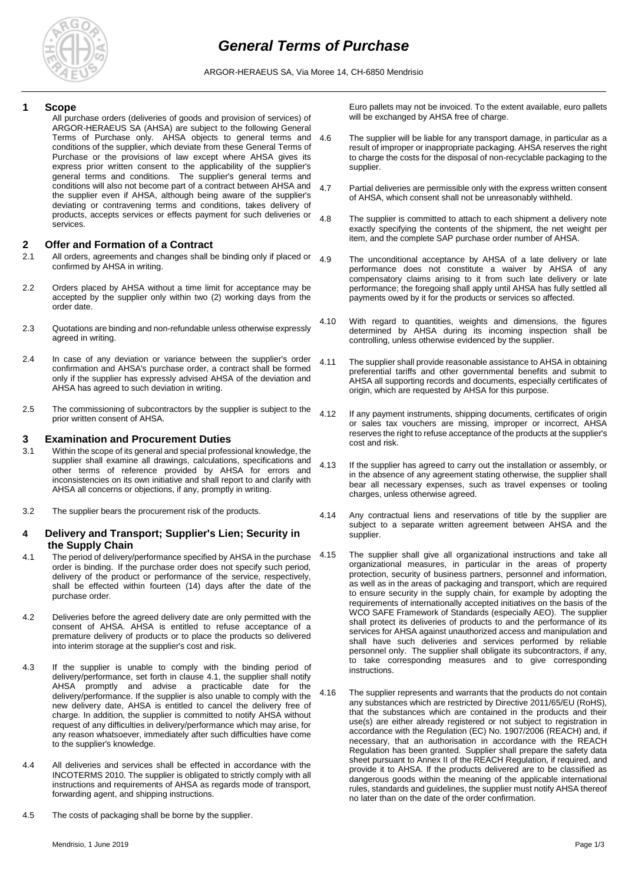# General Terms of Purchase

ARGOR-HERAEUS SA, Via Moree 14, CH-6850 Mendrisio

## 1 Scope

All purchase orders (deliveries of goods and provision of services) of ARGOR-HERAEUS SA (AHSA) are subject to the following General Terms of Purchase only. AHSA objects to general terms and conditions of the supplier, which deviate from these General Terms of Purchase or the provisions of law except where AHSA gives its express prior written consent to the applicability of the supplier's general terms and conditions. The supplier's general terms and conditions will also not become part of a contract between AHSA and the supplier even if AHSA, although being aware of the supplier's deviating or contravening terms and conditions, takes delivery of products, accepts services or effects payment for such deliveries or services.

## 2 Offer and Formation of a Contract

2.1 All orders, agreements and changes shall be binding only if placed or confirmed by AHSA in writing.

2.2 Orders placed by AHSA without a time limit for acceptance may be accepted by the supplier only within two (2) working days from the order date.

2.3 Quotations are binding and non-refundable unless otherwise expressly agreed in writing.

2.4 In case of any deviation or variance between the supplier's order confirmation and AHSA's purchase order, a contract shall be formed only if the supplier has expressly advised AHSA of the deviation and AHSA has agreed to such deviation in writing.

2.5 The commissioning of subcontractors by the supplier is subject to the prior written consent of AHSA.

## 3 Examination and Procurement Duties

3.1 Within the scope of its general and special professional knowledge, the supplier shall examine all drawings, calculations, specifications and other terms of reference provided by AHSA for errors and inconsistencies on its own initiative and shall report to and clarify with AHSA all concerns or objections, if any, promptly in writing.

3.2 The supplier bears the procurement risk of the products.

## 4 Delivery and Transport; Supplier's Lien; Security in the Supply Chain

4.1 The period of delivery/performance specified by AHSA in the purchase order is binding. If the purchase order does not specify such period, delivery of the product or performance of the service, respectively, shall be effected within fourteen (14) days after the date of the purchase order.

4.2 Deliveries before the agreed delivery date are only permitted with the consent of AHSA. AHSA is entitled to refuse acceptance of a premature delivery of products or to place the products so delivered into interim storage at the supplier's cost and risk.

4.3 If the supplier is unable to comply with the binding period of delivery/performance, set forth in clause 4.1, the supplier shall notify AHSA promptly and advise a practicable date for the delivery/performance. If the supplier is also unable to comply with the new delivery date, AHSA is entitled to cancel the delivery free of charge. In addition, the supplier is committed to notify AHSA without request of any difficulties in delivery/performance which may arise, for any reason whatsoever, immediately after such difficulties have come to the supplier's knowledge.

4.4 All deliveries and services shall be effected in accordance with the INCOTERMS 2010. The supplier is obligated to strictly comply with all instructions and requirements of AHSA as regards mode of transport, forwarding agent, and shipping instructions.

4.5 The costs of packaging shall be borne by the supplier. Euro pallets may not be invoiced. To the extent available, euro pallets will be exchanged by AHSA free of charge.

4.6 The supplier will be liable for any transport damage, in particular as a result of improper or inappropriate packaging. AHSA reserves the right to charge the costs for the disposal of non-recyclable packaging to the supplier.

4.7 Partial deliveries are permissible only with the express written consent of AHSA, which consent shall not be unreasonably withheld.

4.8 The supplier is committed to attach to each shipment a delivery note exactly specifying the contents of the shipment, the net weight per item, and the complete SAP purchase order number of AHSA.

4.9 The unconditional acceptance by AHSA of a late delivery or late performance does not constitute a waiver by AHSA of any compensatory claims arising to it from such late delivery or late performance; the foregoing shall apply until AHSA has fully settled all payments owed by it for the products or services so affected.

4.10 With regard to quantities, weights and dimensions, the figures determined by AHSA during its incoming inspection shall be controlling, unless otherwise evidenced by the supplier.

4.11 The supplier shall provide reasonable assistance to AHSA in obtaining preferential tariffs and other governmental benefits and submit to AHSA all supporting records and documents, especially certificates of origin, which are requested by AHSA for this purpose.

4.12 If any payment instruments, shipping documents, certificates of origin or sales tax vouchers are missing, improper or incorrect, AHSA reserves the right to refuse acceptance of the products at the supplier's cost and risk.

4.13 If the supplier has agreed to carry out the installation or assembly, or in the absence of any agreement stating otherwise, the supplier shall bear all necessary expenses, such as travel expenses or tooling charges, unless otherwise agreed.

4.14 Any contractual liens and reservations of title by the supplier are subject to a separate written agreement between AHSA and the supplier.

4.15 The supplier shall give all organizational instructions and take all organizational measures, in particular in the areas of property protection, security of business partners, personnel and information, as well as in the areas of packaging and transport, which are required to ensure security in the supply chain, for example by adopting the requirements of internationally accepted initiatives on the basis of the WCO SAFE Framework of Standards (especially AEO). The supplier shall protect its deliveries of products to and the performance of its services for AHSA against unauthorized access and manipulation and shall have such deliveries and services performed by reliable personnel only. The supplier shall obligate its subcontractors, if any, to take corresponding measures and to give corresponding instructions.

4.16 The supplier represents and warrants that the products do not contain any substances which are restricted by Directive 2011/65/EU (RoHS), that the substances which are contained in the products and their use(s) are either already registered or not subject to registration in accordance with the Regulation (EC) No. 1907/2006 (REACH) and, if necessary, that an authorisation in accordance with the REACH Regulation has been granted. Supplier shall prepare the safety data sheet pursuant to Annex II of the REACH Regulation, if required, and provide it to AHSA. If the products delivered are to be classified as dangerous goods within the meaning of the applicable international rules, standards and guidelines, the supplier must notify AHSA thereof no later than on the date of the order confirmation.

Mendrisio, 1 June 2019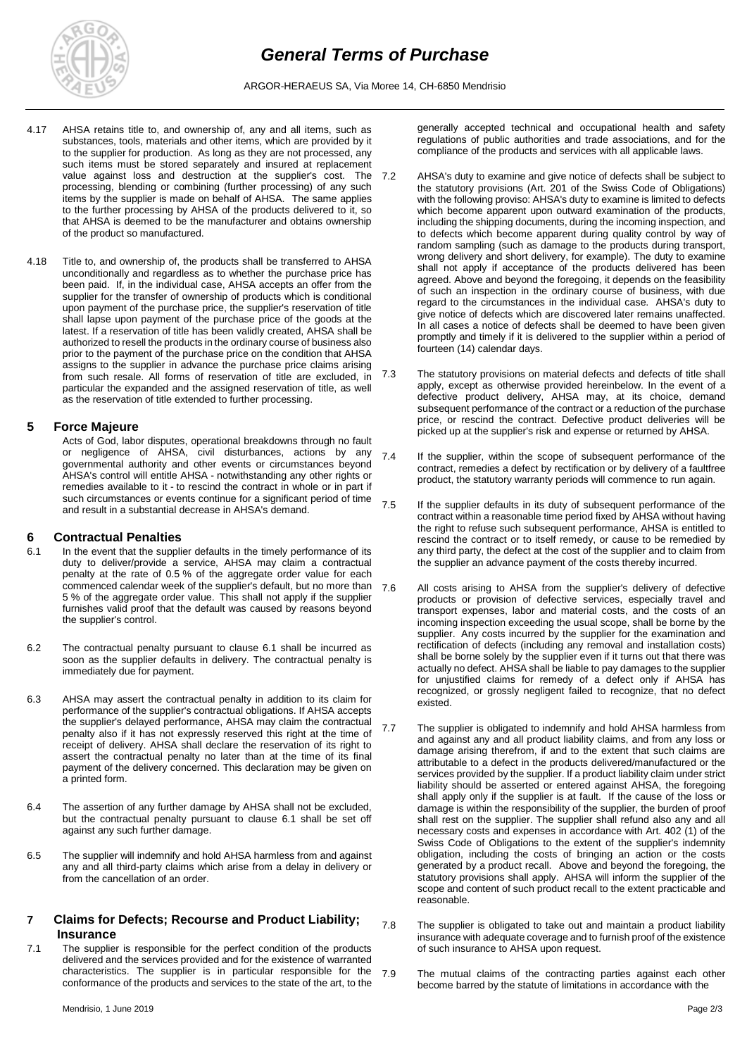4.17 AHSA retains title to, and ownership of, any and all items, such as substances, tools, materials and other items, which are provided by it to the supplier for production. As long as they are not processed, any such items must be stored separately and insured at replacement value against loss and destruction at the supplier's cost. The processing, blending or combining (further processing) of any such items by the supplier is made on behalf of AHSA. The same applies to the further processing by AHSA of the products delivered to it, so that AHSA is deemed to be the manufacturer and obtains ownership of the product so manufactured.

4.18 Title to, and ownership of, the products shall be transferred to AHSA unconditionally and regardless as to whether the purchase price has been paid. If, in the individual case, AHSA accepts an offer from the supplier for the transfer of ownership of products which is conditional upon payment of the purchase price, the supplier's reservation of title shall lapse upon payment of the purchase price of the goods at the latest. If a reservation of title has been validly created, AHSA shall be authorized to resell the products in the ordinary course of business also prior to the payment of the purchase price on the condition that AHSA assigns to the supplier in advance the purchase price claims arising from such resale. All forms of reservation of title are excluded, in particular the expanded and the assigned reservation of title, as well as the reservation of title extended to further processing.

## 5 Force Majeure

Acts of God, labor disputes, operational breakdowns through no fault or negligence of AHSA, civil disturbances, actions by any governmental authority and other events or circumstances beyond AHSA's control will entitle AHSA - notwithstanding any other rights or remedies available to it - to rescind the contract in whole or in part if such circumstances or events continue for a significant period of time and result in a substantial decrease in AHSA's demand.

## 6 Contractual Penalties

6.1 In the event that the supplier defaults in the timely performance of its duty to deliver/provide a service, AHSA may claim a contractual penalty at the rate of 0.5 % of the aggregate order value for each commenced calendar week of the supplier's default, but no more than 5 % of the aggregate order value. This shall not apply if the supplier furnishes valid proof that the default was caused by reasons beyond the supplier's control.

6.2 The contractual penalty pursuant to clause 6.1 shall be incurred as soon as the supplier defaults in delivery. The contractual penalty is immediately due for payment.

6.3 AHSA may assert the contractual penalty in addition to its claim for performance of the supplier's contractual obligations. If AHSA accepts the supplier's delayed performance, AHSA may claim the contractual penalty also if it has not expressly reserved this right at the time of receipt of delivery. AHSA shall declare the reservation of its right to assert the contractual penalty no later than at the time of its final payment of the delivery concerned. This declaration may be given on a printed form.

6.4 The assertion of any further damage by AHSA shall not be excluded, but the contractual penalty pursuant to clause 6.1 shall be set off against any such further damage.

6.5 The supplier will indemnify and hold AHSA harmless from and against any and all third-party claims which arise from a delay in delivery or from the cancellation of an order.

## 7 Claims for Defects; Recourse and Product Liability; Insurance

7.1 The supplier is responsible for the perfect condition of the products delivered and the services provided and for the existence of warranted characteristics. The supplier is in particular responsible for the conformance of the products and services to the state of the art, to the generally accepted technical and occupational health and safety regulations of public authorities and trade associations, and for the compliance of the products and services with all applicable laws.

7.2 AHSA's duty to examine and give notice of defects shall be subject to the statutory provisions (Art. 201 of the Swiss Code of Obligations) with the following proviso: AHSA's duty to examine is limited to defects which become apparent upon outward examination of the products, including the shipping documents, during the incoming inspection, and to defects which become apparent during quality control by way of random sampling (such as damage to the products during transport, wrong delivery and short delivery, for example). The duty to examine shall not apply if acceptance of the products delivered has been agreed. Above and beyond the foregoing, it depends on the feasibility of such an inspection in the ordinary course of business, with due regard to the circumstances in the individual case. AHSA's duty to give notice of defects which are discovered later remains unaffected. In all cases a notice of defects shall be deemed to have been given promptly and timely if it is delivered to the supplier within a period of fourteen (14) calendar days.

7.3 The statutory provisions on material defects and defects of title shall apply, except as otherwise provided hereinbelow. In the event of a defective product delivery, AHSA may, at its choice, demand subsequent performance of the contract or a reduction of the purchase price, or rescind the contract. Defective product deliveries will be picked up at the supplier's risk and expense or returned by AHSA.

7.4 If the supplier, within the scope of subsequent performance of the contract, remedies a defect by rectification or by delivery of a faultfree product, the statutory warranty periods will commence to run again.

7.5 If the supplier defaults in its duty of subsequent performance of the contract within a reasonable time period fixed by AHSA without having the right to refuse such subsequent performance, AHSA is entitled to rescind the contract or to itself remedy, or cause to be remedied by any third party, the defect at the cost of the supplier and to claim from the supplier an advance payment of the costs thereby incurred.

7.6 All costs arising to AHSA from the supplier's delivery of defective products or provision of defective services, especially travel and transport expenses, labor and material costs, and the costs of an incoming inspection exceeding the usual scope, shall be borne by the supplier. Any costs incurred by the supplier for the examination and rectification of defects (including any removal and installation costs) shall be borne solely by the supplier even if it turns out that there was actually no defect. AHSA shall be liable to pay damages to the supplier for unjustified claims for remedy of a defect only if AHSA has recognized, or grossly negligent failed to recognize, that no defect existed.

7.7 The supplier is obligated to indemnify and hold AHSA harmless from and against any and all product liability claims, and from any loss or damage arising therefrom, if and to the extent that such claims are attributable to a defect in the products delivered/manufactured or the services provided by the supplier. If a product liability claim under strict liability should be asserted or entered against AHSA, the foregoing shall apply only if the supplier is at fault. If the cause of the loss or damage is within the responsibility of the supplier, the burden of proof shall rest on the supplier. The supplier shall refund also any and all necessary costs and expenses in accordance with Art. 402 (1) of the Swiss Code of Obligations to the extent of the supplier's indemnity obligation, including the costs of bringing an action or the costs generated by a product recall. Above and beyond the foregoing, the statutory provisions shall apply. AHSA will inform the supplier of the scope and content of such product recall to the extent practicable and reasonable.

7.8 The supplier is obligated to take out and maintain a product liability insurance with adequate coverage and to furnish proof of the existence of such insurance to AHSA upon request.

7.9 The mutual claims of the contracting parties against each other become barred by the statute of limitations in accordance with the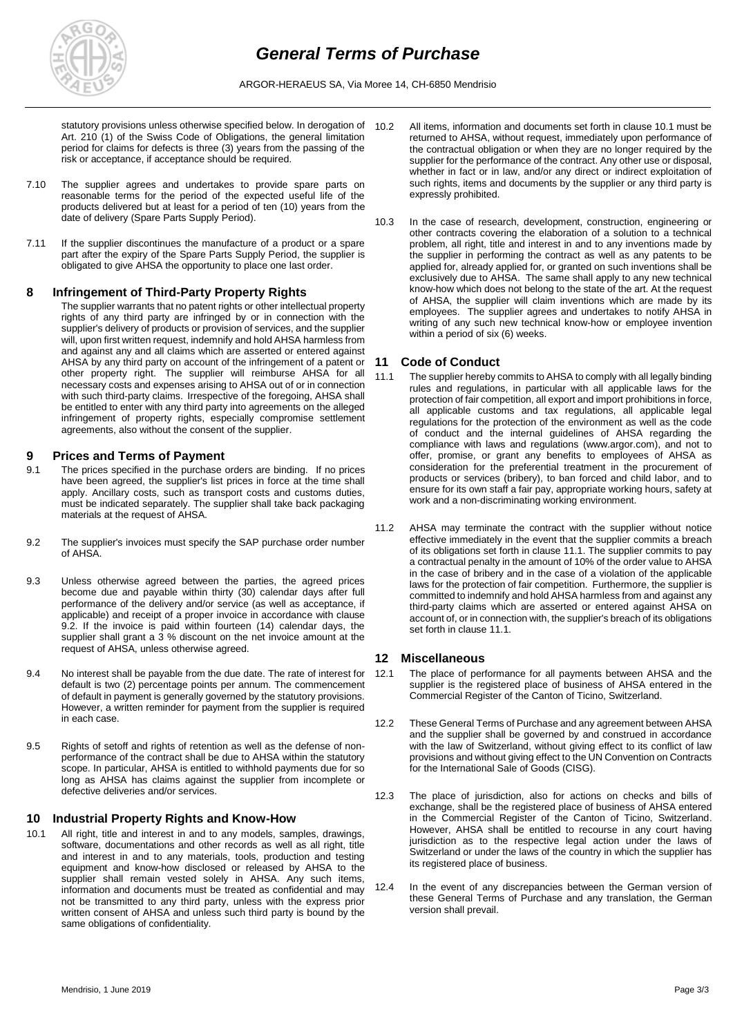statutory provisions unless otherwise specified below. In derogation of Art. 210 (1) of the Swiss Code of Obligations, the general limitation period for claims for defects is three (3) years from the passing of the risk or acceptance, if acceptance should be required.

7.10 The supplier agrees and undertakes to provide spare parts on reasonable terms for the period of the expected useful life of the products delivered but at least for a period of ten (10) years from the date of delivery (Spare Parts Supply Period).

7.11 If the supplier discontinues the manufacture of a product or a spare part after the expiry of the Spare Parts Supply Period, the supplier is obligated to give AHSA the opportunity to place one last order.

## 8 Infringement of Third-Party Property Rights

The supplier warrants that no patent rights or other intellectual property rights of any third party are infringed by or in connection with the supplier's delivery of products or provision of services, and the supplier will, upon first written request, indemnify and hold AHSA harmless from and against any and all claims which are asserted or entered against AHSA by any third party on account of the infringement of a patent or other property right. The supplier will reimburse AHSA for all necessary costs and expenses arising to AHSA out of or in connection with such third-party claims. Irrespective of the foregoing, AHSA shall be entitled to enter with any third party into agreements on the alleged infringement of property rights, especially compromise settlement agreements, also without the consent of the supplier.

## 9 Prices and Terms of Payment

9.1 The prices specified in the purchase orders are binding. If no prices have been agreed, the supplier's list prices in force at the time shall apply. Ancillary costs, such as transport costs and customs duties, must be indicated separately. The supplier shall take back packaging materials at the request of AHSA.

9.2 The supplier's invoices must specify the SAP purchase order number of AHSA.

9.3 Unless otherwise agreed between the parties, the agreed prices become due and payable within thirty (30) calendar days after full performance of the delivery and/or service (as well as acceptance, if applicable) and receipt of a proper invoice in accordance with clause 9.2. If the invoice is paid within fourteen (14) calendar days, the supplier shall grant a 3 % discount on the net invoice amount at the request of AHSA, unless otherwise agreed.

9.4 No interest shall be payable from the due date. The rate of interest for default is two (2) percentage points per annum. The commencement of default in payment is generally governed by the statutory provisions. However, a written reminder for payment from the supplier is required in each case.

9.5 Rights of setoff and rights of retention as well as the defense of non-performance of the contract shall be due to AHSA within the statutory scope. In particular, AHSA is entitled to withhold payments due for so long as AHSA has claims against the supplier from incomplete or defective deliveries and/or services.

## 10 Industrial Property Rights and Know-How

10.1 All right, title and interest in and to any models, samples, drawings, software, documentations and other records as well as all right, title and interest in and to any materials, tools, production and testing equipment and know-how disclosed or released by AHSA to the supplier shall remain vested solely in AHSA. Any such items, information and documents must be treated as confidential and may not be transmitted to any third party, unless with the express prior written consent of AHSA and unless such third party is bound by the same obligations of confidentiality.

10.2 All items, information and documents set forth in clause 10.1 must be returned to AHSA, without request, immediately upon performance of the contractual obligation or when they are no longer required by the supplier for the performance of the contract. Any other use or disposal, whether in fact or in law, and/or any direct or indirect exploitation of such rights, items and documents by the supplier or any third party is expressly prohibited.

10.3 In the case of research, development, construction, engineering or other contracts covering the elaboration of a solution to a technical problem, all right, title and interest in and to any inventions made by the supplier in performing the contract as well as any patents to be applied for, already applied for, or granted on such inventions shall be exclusively due to AHSA. The same shall apply to any new technical know-how which does not belong to the state of the art. At the request of AHSA, the supplier will claim inventions which are made by its employees. The supplier agrees and undertakes to notify AHSA in writing of any such new technical know-how or employee invention within a period of six (6) weeks.

## 11 Code of Conduct

11.1 The supplier hereby commits to AHSA to comply with all legally binding rules and regulations, in particular with all applicable laws for the protection of fair competition, all export and import prohibitions in force, all applicable customs and tax regulations, all applicable legal regulations for the protection of the environment as well as the code of conduct and the internal guidelines of AHSA regarding the compliance with laws and regulations (www.argor.com), and not to offer, promise, or grant any benefits to employees of AHSA as consideration for the preferential treatment in the procurement of products or services (bribery), to ban forced and child labor, and to ensure for its own staff a fair pay, appropriate working hours, safety at work and a non-discriminating working environment.

11.2 AHSA may terminate the contract with the supplier without notice effective immediately in the event that the supplier commits a breach of its obligations set forth in clause 11.1. The supplier commits to pay a contractual penalty in the amount of 10% of the order value to AHSA in the case of bribery and in the case of a violation of the applicable laws for the protection of fair competition. Furthermore, the supplier is committed to indemnify and hold AHSA harmless from and against any third-party claims which are asserted or entered against AHSA on account of, or in connection with, the supplier's breach of its obligations set forth in clause 11.1.

## 12 Miscellaneous

12.1 The place of performance for all payments between AHSA and the supplier is the registered place of business of AHSA entered in the Commercial Register of the Canton of Ticino, Switzerland.

12.2 These General Terms of Purchase and any agreement between AHSA and the supplier shall be governed by and construed in accordance with the law of Switzerland, without giving effect to its conflict of law provisions and without giving effect to the UN Convention on Contracts for the International Sale of Goods (CISG).

12.3 The place of jurisdiction, also for actions on checks and bills of exchange, shall be the registered place of business of AHSA entered in the Commercial Register of the Canton of Ticino, Switzerland. However, AHSA shall be entitled to recourse in any court having jurisdiction as to the respective legal action under the laws of Switzerland or under the laws of the country in which the supplier has its registered place of business.

12.4 In the event of any discrepancies between the German version of these General Terms of Purchase and any translation, the German version shall prevail.